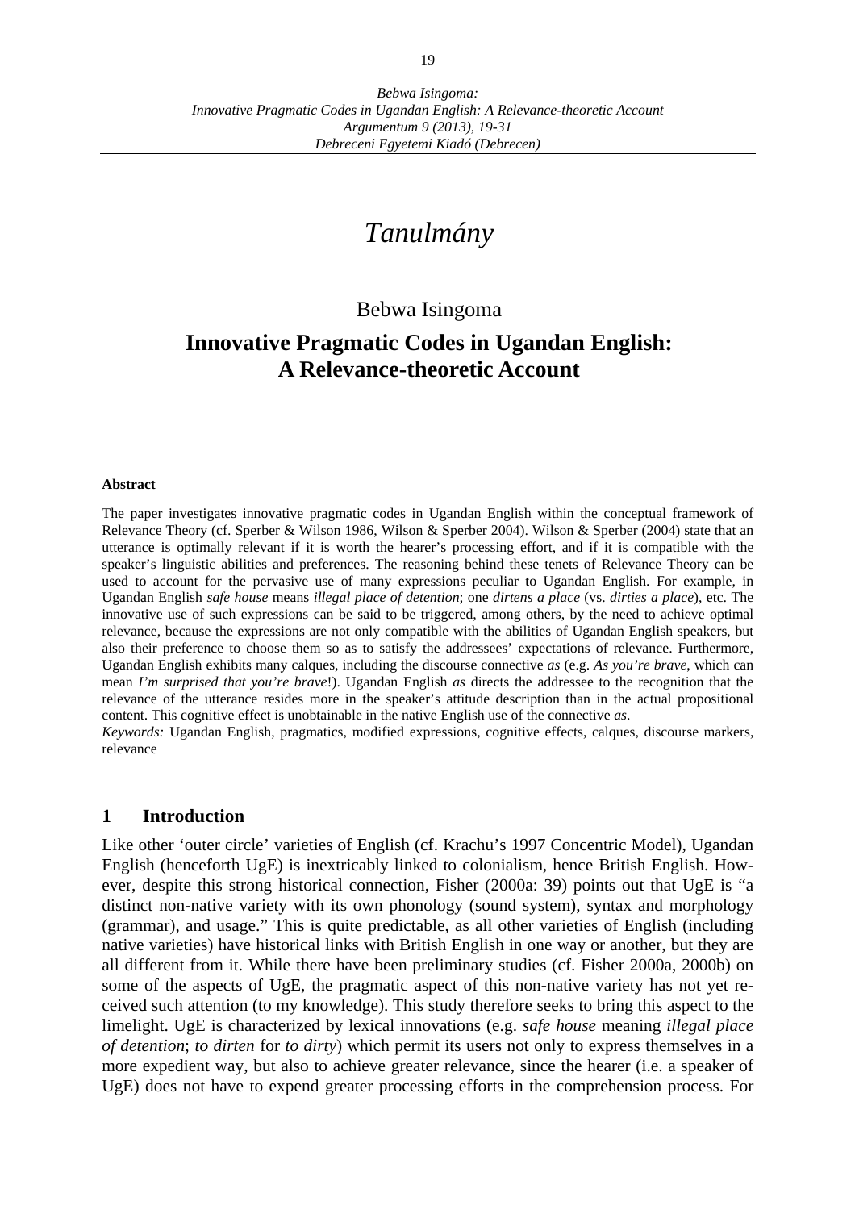*Bebwa Isingoma:*
*Innovative Pragmatic Codes in Ugandan English: A Relevance-theoretic Account*
*Argumentum 9 (2013), 19-31*
*Debreceni Egyetemi Kiadó (Debrecen)*

# *Tanulmány*

Bebwa Isingoma

## Innovative Pragmatic Codes in Ugandan English: A Relevance-theoretic Account

**Abstract**

The paper investigates innovative pragmatic codes in Ugandan English within the conceptual framework of Relevance Theory (cf. Sperber & Wilson 1986, Wilson & Sperber 2004). Wilson & Sperber (2004) state that an utterance is optimally relevant if it is worth the hearer's processing effort, and if it is compatible with the speaker's linguistic abilities and preferences. The reasoning behind these tenets of Relevance Theory can be used to account for the pervasive use of many expressions peculiar to Ugandan English. For example, in Ugandan English *safe house* means *illegal place of detention*; one *dirtens a place* (vs. *dirties a place*), etc. The innovative use of such expressions can be said to be triggered, among others, by the need to achieve optimal relevance, because the expressions are not only compatible with the abilities of Ugandan English speakers, but also their preference to choose them so as to satisfy the addressees' expectations of relevance. Furthermore, Ugandan English exhibits many calques, including the discourse connective *as* (e.g. *As you're brave*, which can mean *I'm surprised that you're brave*!). Ugandan English *as* directs the addressee to the recognition that the relevance of the utterance resides more in the speaker's attitude description than in the actual propositional content. This cognitive effect is unobtainable in the native English use of the connective *as*.

*Keywords:* Ugandan English, pragmatics, modified expressions, cognitive effects, calques, discourse markers, relevance

## 1 Introduction

Like other 'outer circle' varieties of English (cf. Krachu's 1997 Concentric Model), Ugandan English (henceforth UgE) is inextricably linked to colonialism, hence British English. However, despite this strong historical connection, Fisher (2000a: 39) points out that UgE is "a distinct non-native variety with its own phonology (sound system), syntax and morphology (grammar), and usage." This is quite predictable, as all other varieties of English (including native varieties) have historical links with British English in one way or another, but they are all different from it. While there have been preliminary studies (cf. Fisher 2000a, 2000b) on some of the aspects of UgE, the pragmatic aspect of this non-native variety has not yet received such attention (to my knowledge). This study therefore seeks to bring this aspect to the limelight. UgE is characterized by lexical innovations (e.g. *safe house* meaning *illegal place of detention*; *to dirten* for *to dirty*) which permit its users not only to express themselves in a more expedient way, but also to achieve greater relevance, since the hearer (i.e. a speaker of UgE) does not have to expend greater processing efforts in the comprehension process. For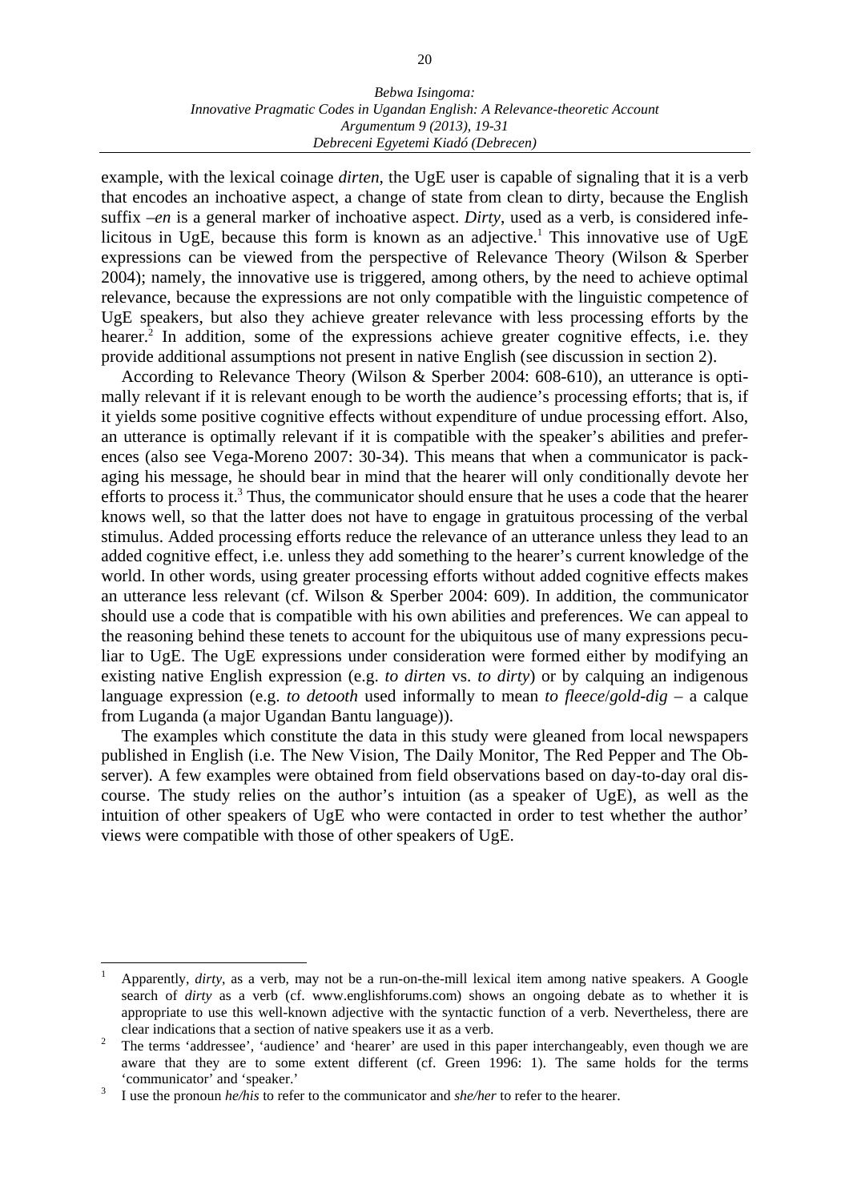example, with the lexical coinage *dirten*, the UgE user is capable of signaling that it is a verb that encodes an inchoative aspect, a change of state from clean to dirty, because the English suffix *–en* is a general marker of inchoative aspect. *Dirty*, used as a verb, is considered infelicitous in UgE, because this form is known as an adjective.[1] This innovative use of UgE expressions can be viewed from the perspective of Relevance Theory (Wilson & Sperber 2004); namely, the innovative use is triggered, among others, by the need to achieve optimal relevance, because the expressions are not only compatible with the linguistic competence of UgE speakers, but also they achieve greater relevance with less processing efforts by the hearer.[2] In addition, some of the expressions achieve greater cognitive effects, i.e. they provide additional assumptions not present in native English (see discussion in section 2).

According to Relevance Theory (Wilson & Sperber 2004: 608-610), an utterance is optimally relevant if it is relevant enough to be worth the audience's processing efforts; that is, if it yields some positive cognitive effects without expenditure of undue processing effort. Also, an utterance is optimally relevant if it is compatible with the speaker's abilities and preferences (also see Vega-Moreno 2007: 30-34). This means that when a communicator is packaging his message, he should bear in mind that the hearer will only conditionally devote her efforts to process it.[3] Thus, the communicator should ensure that he uses a code that the hearer knows well, so that the latter does not have to engage in gratuitous processing of the verbal stimulus. Added processing efforts reduce the relevance of an utterance unless they lead to an added cognitive effect, i.e. unless they add something to the hearer's current knowledge of the world. In other words, using greater processing efforts without added cognitive effects makes an utterance less relevant (cf. Wilson & Sperber 2004: 609). In addition, the communicator should use a code that is compatible with his own abilities and preferences. We can appeal to the reasoning behind these tenets to account for the ubiquitous use of many expressions peculiar to UgE. The UgE expressions under consideration were formed either by modifying an existing native English expression (e.g. *to dirten* vs. *to dirty*) or by calquing an indigenous language expression (e.g. *to detooth* used informally to mean *to fleece*/*gold-dig* – a calque from Luganda (a major Ugandan Bantu language)).

The examples which constitute the data in this study were gleaned from local newspapers published in English (i.e. The New Vision, The Daily Monitor, The Red Pepper and The Observer). A few examples were obtained from field observations based on day-to-day oral discourse. The study relies on the author's intuition (as a speaker of UgE), as well as the intuition of other speakers of UgE who were contacted in order to test whether the author' views were compatible with those of other speakers of UgE.

---

[1] Apparently, *dirty*, as a verb, may not be a run-on-the-mill lexical item among native speakers. A Google search of *dirty* as a verb (cf. www.englishforums.com) shows an ongoing debate as to whether it is appropriate to use this well-known adjective with the syntactic function of a verb. Nevertheless, there are clear indications that a section of native speakers use it as a verb.

[2] The terms 'addressee', 'audience' and 'hearer' are used in this paper interchangeably, even though we are aware that they are to some extent different (cf. Green 1996: 1). The same holds for the terms 'communicator' and 'speaker.'

[3] I use the pronoun *he/his* to refer to the communicator and *she/her* to refer to the hearer.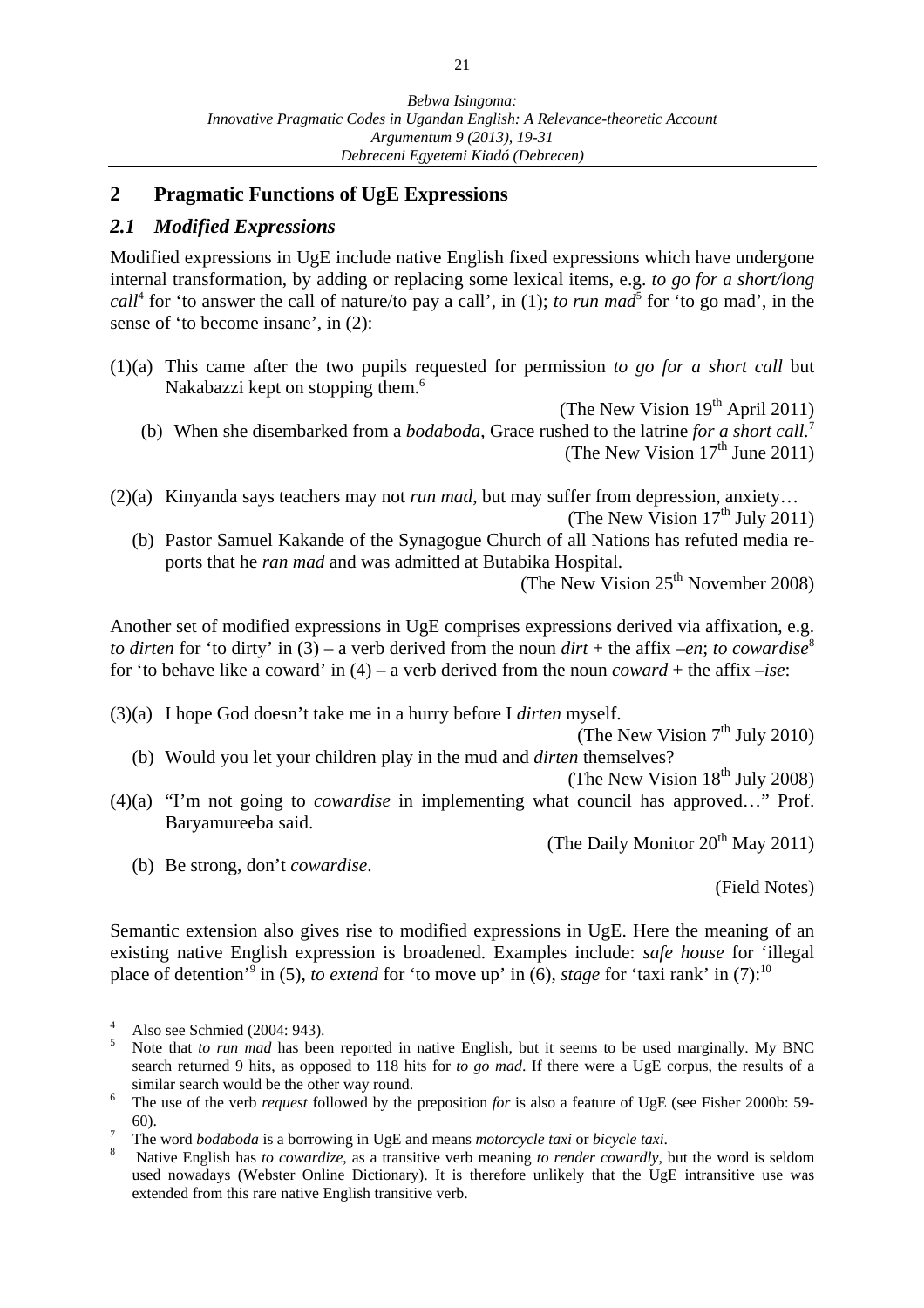## 2 Pragmatic Functions of UgE Expressions

### *2.1 Modified Expressions*

Modified expressions in UgE include native English fixed expressions which have undergone internal transformation, by adding or replacing some lexical items, e.g. *to go for a short/long call*[4] for 'to answer the call of nature/to pay a call', in (1); *to run mad*[5] for 'to go mad', in the sense of 'to become insane', in (2):

(1)(a) This came after the two pupils requested for permission *to go for a short call* but Nakabazzi kept on stopping them.[6]

(The New Vision 19th April 2011)

(b) When she disembarked from a *bodaboda*, Grace rushed to the latrine *for a short call.*[7]

(The New Vision 17th June 2011)

(2)(a) Kinyanda says teachers may not *run mad*, but may suffer from depression, anxiety…

(The New Vision 17th July 2011)

(b) Pastor Samuel Kakande of the Synagogue Church of all Nations has refuted media reports that he *ran mad* and was admitted at Butabika Hospital.

(The New Vision 25th November 2008)

Another set of modified expressions in UgE comprises expressions derived via affixation, e.g. *to dirten* for 'to dirty' in (3) – a verb derived from the noun *dirt* + the affix *–en*; *to cowardise*[8] for 'to behave like a coward' in (4) – a verb derived from the noun *coward* + the affix *–ise*:

(3)(a) I hope God doesn't take me in a hurry before I *dirten* myself.

(The New Vision 7th July 2010)

(b) Would you let your children play in the mud and *dirten* themselves?

(The New Vision 18th July 2008)

(4)(a) "I'm not going to *cowardise* in implementing what council has approved…" Prof. Baryamureeba said.

(The Daily Monitor 20th May 2011)

(b) Be strong, don't *cowardise*.

(Field Notes)

Semantic extension also gives rise to modified expressions in UgE. Here the meaning of an existing native English expression is broadened. Examples include: *safe house* for 'illegal place of detention'[9] in (5), *to extend* for 'to move up' in (6), *stage* for 'taxi rank' in (7):[10]

---

[4] Also see Schmied (2004: 943).

[5] Note that *to run mad* has been reported in native English, but it seems to be used marginally. My BNC search returned 9 hits, as opposed to 118 hits for *to go mad*. If there were a UgE corpus, the results of a similar search would be the other way round.

[6] The use of the verb *request* followed by the preposition *for* is also a feature of UgE (see Fisher 2000b: 59-60).

[7] The word *bodaboda* is a borrowing in UgE and means *motorcycle taxi* or *bicycle taxi*.

[8] Native English has *to cowardize*, as a transitive verb meaning *to render cowardly*, but the word is seldom used nowadays (Webster Online Dictionary). It is therefore unlikely that the UgE intransitive use was extended from this rare native English transitive verb.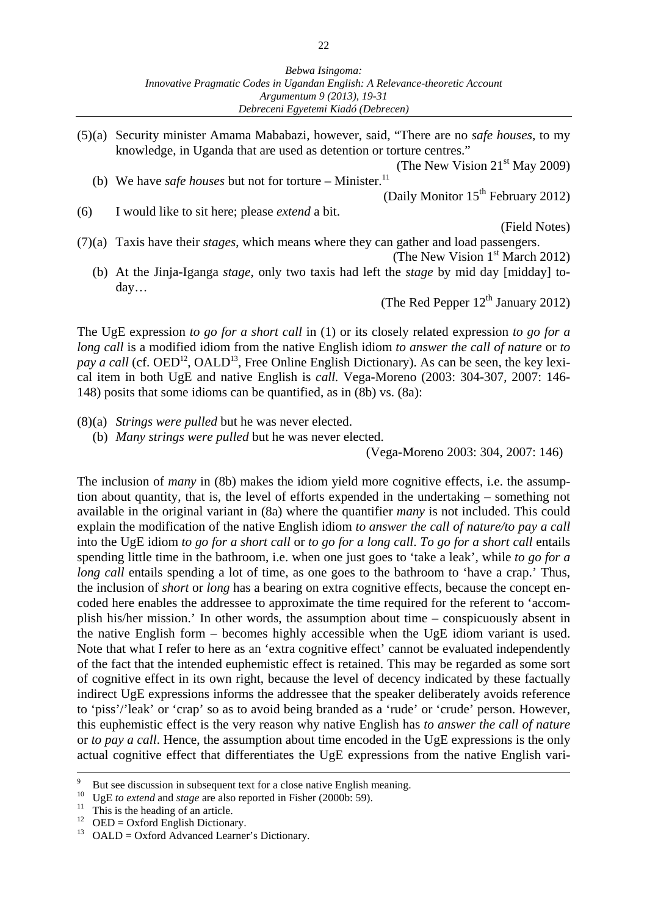(5)(a) Security minister Amama Mababazi, however, said, "There are no *safe houses*, to my knowledge, in Uganda that are used as detention or torture centres."

(The New Vision 21st May 2009)

(b) We have *safe houses* but not for torture – Minister.[11]

(Daily Monitor 15th February 2012)

(6) I would like to sit here; please *extend* a bit.

(Field Notes)

(7)(a) Taxis have their *stages*, which means where they can gather and load passengers.

(The New Vision 1st March 2012)

(b) At the Jinja-Iganga *stage*, only two taxis had left the *stage* by mid day [midday] today…

(The Red Pepper 12th January 2012)

The UgE expression *to go for a short call* in (1) or its closely related expression *to go for a long call* is a modified idiom from the native English idiom *to answer the call of nature* or *to pay a call* (cf. OED[12], OALD[13], Free Online English Dictionary). As can be seen, the key lexical item in both UgE and native English is *call.* Vega-Moreno (2003: 304-307, 2007: 146-148) posits that some idioms can be quantified, as in (8b) vs. (8a):

(8)(a) *Strings were pulled* but he was never elected.

(b) *Many strings were pulled* but he was never elected.

(Vega-Moreno 2003: 304, 2007: 146)

The inclusion of *many* in (8b) makes the idiom yield more cognitive effects, i.e. the assumption about quantity, that is, the level of efforts expended in the undertaking – something not available in the original variant in (8a) where the quantifier *many* is not included. This could explain the modification of the native English idiom *to answer the call of nature/to pay a call* into the UgE idiom *to go for a short call* or *to go for a long call*. *To go for a short call* entails spending little time in the bathroom, i.e. when one just goes to 'take a leak', while *to go for a long call* entails spending a lot of time, as one goes to the bathroom to 'have a crap.' Thus, the inclusion of *short* or *long* has a bearing on extra cognitive effects, because the concept encoded here enables the addressee to approximate the time required for the referent to 'accomplish his/her mission.' In other words, the assumption about time – conspicuously absent in the native English form – becomes highly accessible when the UgE idiom variant is used. Note that what I refer to here as an 'extra cognitive effect' cannot be evaluated independently of the fact that the intended euphemistic effect is retained. This may be regarded as some sort of cognitive effect in its own right, because the level of decency indicated by these factually indirect UgE expressions informs the addressee that the speaker deliberately avoids reference to 'piss'/'leak' or 'crap' so as to avoid being branded as a 'rude' or 'crude' person. However, this euphemistic effect is the very reason why native English has *to answer the call of nature* or *to pay a call*. Hence, the assumption about time encoded in the UgE expressions is the only actual cognitive effect that differentiates the UgE expressions from the native English vari-

---

9 But see discussion in subsequent text for a close native English meaning.

10 UgE *to extend* and *stage* are also reported in Fisher (2000b: 59).

11 This is the heading of an article.

12 OED = Oxford English Dictionary.

13 OALD = Oxford Advanced Learner's Dictionary.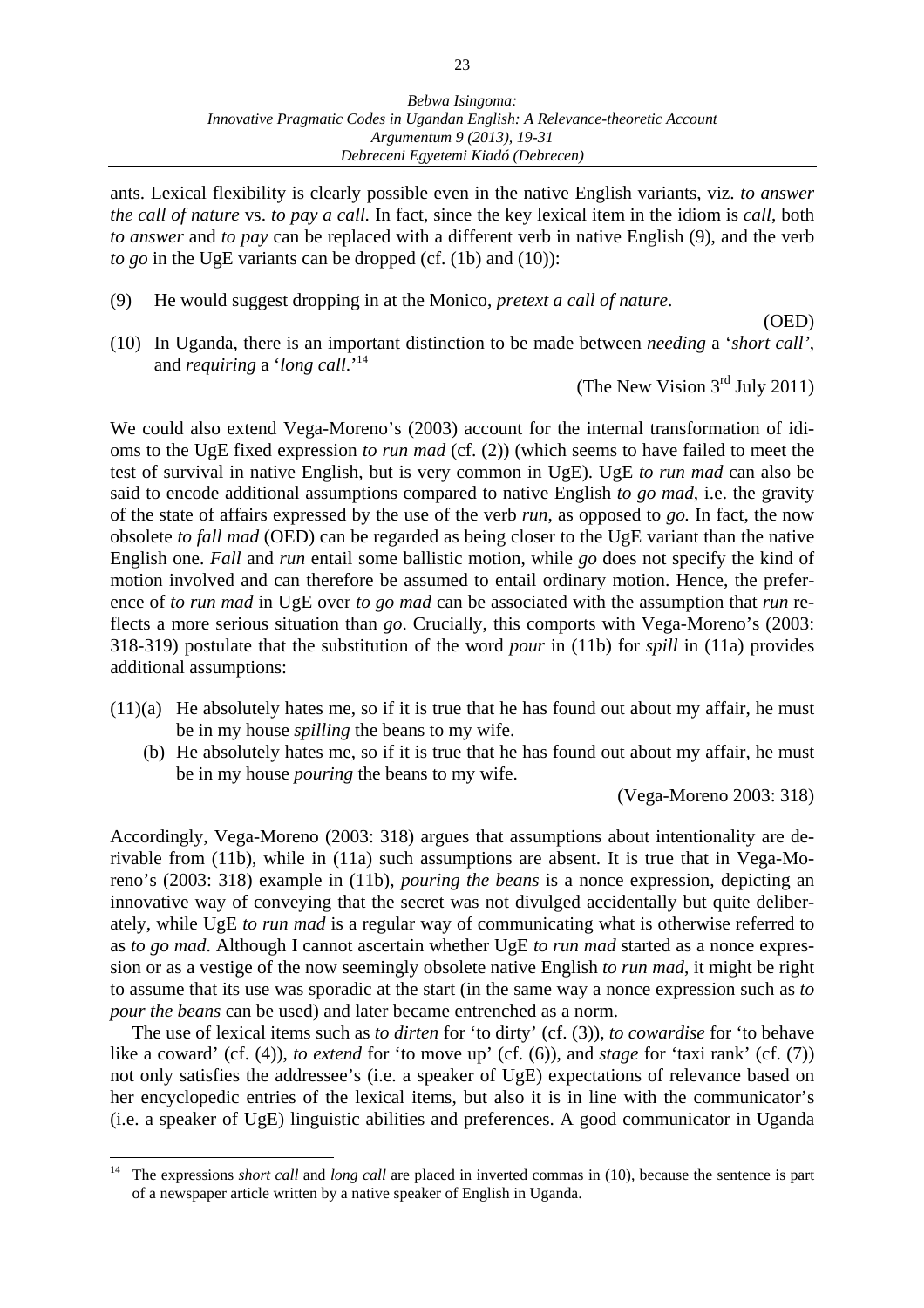ants. Lexical flexibility is clearly possible even in the native English variants, viz. *to answer the call of nature* vs. *to pay a call.* In fact, since the key lexical item in the idiom is *call*, both *to answer* and *to pay* can be replaced with a different verb in native English (9), and the verb *to go* in the UgE variants can be dropped (cf. (1b) and (10)):

(9) He would suggest dropping in at the Monico, *pretext a call of nature*.

(OED)

(10) In Uganda, there is an important distinction to be made between *needing* a '*short call*', and *requiring* a '*long call*.'[14]

(The New Vision 3rd July 2011)

We could also extend Vega-Moreno's (2003) account for the internal transformation of idioms to the UgE fixed expression *to run mad* (cf. (2)) (which seems to have failed to meet the test of survival in native English, but is very common in UgE). UgE *to run mad* can also be said to encode additional assumptions compared to native English *to go mad*, i.e. the gravity of the state of affairs expressed by the use of the verb *run*, as opposed to *go.* In fact, the now obsolete *to fall mad* (OED) can be regarded as being closer to the UgE variant than the native English one. *Fall* and *run* entail some ballistic motion, while *go* does not specify the kind of motion involved and can therefore be assumed to entail ordinary motion. Hence, the preference of *to run mad* in UgE over *to go mad* can be associated with the assumption that *run* reflects a more serious situation than *go*. Crucially, this comports with Vega-Moreno's (2003: 318-319) postulate that the substitution of the word *pour* in (11b) for *spill* in (11a) provides additional assumptions:

(11)(a) He absolutely hates me, so if it is true that he has found out about my affair, he must be in my house *spilling* the beans to my wife.

(b) He absolutely hates me, so if it is true that he has found out about my affair, he must be in my house *pouring* the beans to my wife.

(Vega-Moreno 2003: 318)

Accordingly, Vega-Moreno (2003: 318) argues that assumptions about intentionality are derivable from (11b), while in (11a) such assumptions are absent. It is true that in Vega-Moreno's (2003: 318) example in (11b), *pouring the beans* is a nonce expression, depicting an innovative way of conveying that the secret was not divulged accidentally but quite deliberately, while UgE *to run mad* is a regular way of communicating what is otherwise referred to as *to go mad*. Although I cannot ascertain whether UgE *to run mad* started as a nonce expression or as a vestige of the now seemingly obsolete native English *to run mad*, it might be right to assume that its use was sporadic at the start (in the same way a nonce expression such as *to pour the beans* can be used) and later became entrenched as a norm.

The use of lexical items such as *to dirten* for 'to dirty' (cf. (3)), *to cowardise* for 'to behave like a coward' (cf. (4)), *to extend* for 'to move up' (cf. (6)), and *stage* for 'taxi rank' (cf. (7)) not only satisfies the addressee's (i.e. a speaker of UgE) expectations of relevance based on her encyclopedic entries of the lexical items, but also it is in line with the communicator's (i.e. a speaker of UgE) linguistic abilities and preferences. A good communicator in Uganda

---

[14] The expressions *short call* and *long call* are placed in inverted commas in (10), because the sentence is part of a newspaper article written by a native speaker of English in Uganda.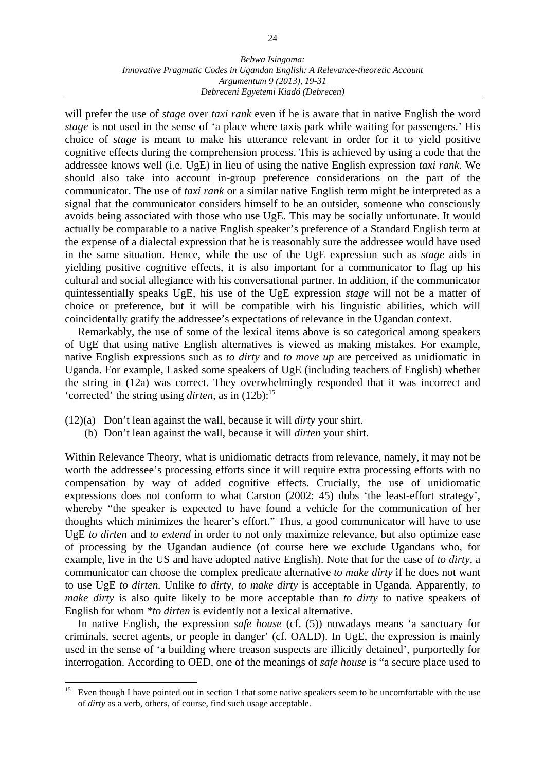will prefer the use of *stage* over *taxi rank* even if he is aware that in native English the word *stage* is not used in the sense of 'a place where taxis park while waiting for passengers.' His choice of *stage* is meant to make his utterance relevant in order for it to yield positive cognitive effects during the comprehension process. This is achieved by using a code that the addressee knows well (i.e. UgE) in lieu of using the native English expression *taxi rank*. We should also take into account in-group preference considerations on the part of the communicator. The use of *taxi rank* or a similar native English term might be interpreted as a signal that the communicator considers himself to be an outsider, someone who consciously avoids being associated with those who use UgE. This may be socially unfortunate. It would actually be comparable to a native English speaker's preference of a Standard English term at the expense of a dialectal expression that he is reasonably sure the addressee would have used in the same situation. Hence, while the use of the UgE expression such as *stage* aids in yielding positive cognitive effects, it is also important for a communicator to flag up his cultural and social allegiance with his conversational partner. In addition, if the communicator quintessentially speaks UgE, his use of the UgE expression *stage* will not be a matter of choice or preference, but it will be compatible with his linguistic abilities, which will coincidentally gratify the addressee's expectations of relevance in the Ugandan context.

Remarkably, the use of some of the lexical items above is so categorical among speakers of UgE that using native English alternatives is viewed as making mistakes. For example, native English expressions such as *to dirty* and *to move up* are perceived as unidiomatic in Uganda. For example, I asked some speakers of UgE (including teachers of English) whether the string in (12a) was correct. They overwhelmingly responded that it was incorrect and 'corrected' the string using *dirten*, as in (12b):[15]

(12)(a) Don't lean against the wall, because it will *dirty* your shirt.
(b) Don't lean against the wall, because it will *dirten* your shirt.

Within Relevance Theory, what is unidiomatic detracts from relevance, namely, it may not be worth the addressee's processing efforts since it will require extra processing efforts with no compensation by way of added cognitive effects. Crucially, the use of unidiomatic expressions does not conform to what Carston (2002: 45) dubs 'the least-effort strategy', whereby "the speaker is expected to have found a vehicle for the communication of her thoughts which minimizes the hearer's effort." Thus, a good communicator will have to use UgE *to dirten* and *to extend* in order to not only maximize relevance, but also optimize ease of processing by the Ugandan audience (of course here we exclude Ugandans who, for example, live in the US and have adopted native English). Note that for the case of *to dirty*, a communicator can choose the complex predicate alternative *to make dirty* if he does not want to use UgE *to dirten.* Unlike *to dirty*, *to make dirty* is acceptable in Uganda. Apparently, *to make dirty* is also quite likely to be more acceptable than *to dirty* to native speakers of English for whom *\*to dirten* is evidently not a lexical alternative.

In native English, the expression *safe house* (cf. (5)) nowadays means 'a sanctuary for criminals, secret agents, or people in danger' (cf. OALD). In UgE, the expression is mainly used in the sense of 'a building where treason suspects are illicitly detained', purportedly for interrogation. According to OED, one of the meanings of *safe house* is "a secure place used to

---

[15] Even though I have pointed out in section 1 that some native speakers seem to be uncomfortable with the use of *dirty* as a verb, others, of course, find such usage acceptable.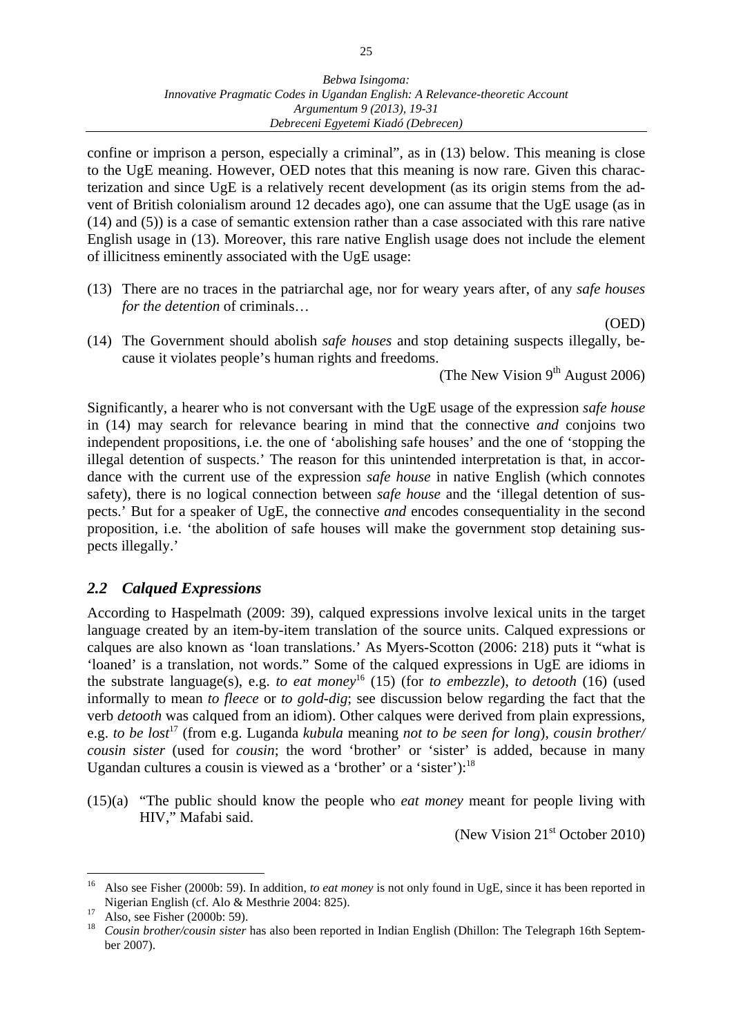confine or imprison a person, especially a criminal", as in (13) below. This meaning is close to the UgE meaning. However, OED notes that this meaning is now rare. Given this characterization and since UgE is a relatively recent development (as its origin stems from the advent of British colonialism around 12 decades ago), one can assume that the UgE usage (as in (14) and (5)) is a case of semantic extension rather than a case associated with this rare native English usage in (13). Moreover, this rare native English usage does not include the element of illicitness eminently associated with the UgE usage:

(13) There are no traces in the patriarchal age, nor for weary years after, of any *safe houses for the detention* of criminals…

(OED)

(14) The Government should abolish *safe houses* and stop detaining suspects illegally, because it violates people's human rights and freedoms.

(The New Vision 9th August 2006)

Significantly, a hearer who is not conversant with the UgE usage of the expression *safe house* in (14) may search for relevance bearing in mind that the connective *and* conjoins two independent propositions, i.e. the one of 'abolishing safe houses' and the one of 'stopping the illegal detention of suspects.' The reason for this unintended interpretation is that, in accordance with the current use of the expression *safe house* in native English (which connotes safety), there is no logical connection between *safe house* and the 'illegal detention of suspects.' But for a speaker of UgE, the connective *and* encodes consequentiality in the second proposition, i.e. 'the abolition of safe houses will make the government stop detaining suspects illegally.'

## *2.2 Calqued Expressions*

According to Haspelmath (2009: 39), calqued expressions involve lexical units in the target language created by an item-by-item translation of the source units. Calqued expressions or calques are also known as 'loan translations.' As Myers-Scotton (2006: 218) puts it "what is 'loaned' is a translation, not words." Some of the calqued expressions in UgE are idioms in the substrate language(s), e.g. *to eat money*[16] (15) (for *to embezzle*), *to detooth* (16) (used informally to mean *to fleece* or *to gold-dig*; see discussion below regarding the fact that the verb *detooth* was calqued from an idiom). Other calques were derived from plain expressions, e.g. *to be lost*[17] (from e.g. Luganda *kubula* meaning *not to be seen for long*), *cousin brother/ cousin sister* (used for *cousin*; the word 'brother' or 'sister' is added, because in many Ugandan cultures a cousin is viewed as a 'brother' or a 'sister'):[18]

(15)(a) "The public should know the people who *eat money* meant for people living with HIV," Mafabi said.

(New Vision 21st October 2010)

---

[16] Also see Fisher (2000b: 59). In addition, *to eat money* is not only found in UgE, since it has been reported in Nigerian English (cf. Alo & Mesthrie 2004: 825).

[17] Also, see Fisher (2000b: 59).

[18] *Cousin brother/cousin sister* has also been reported in Indian English (Dhillon: The Telegraph 16th September 2007).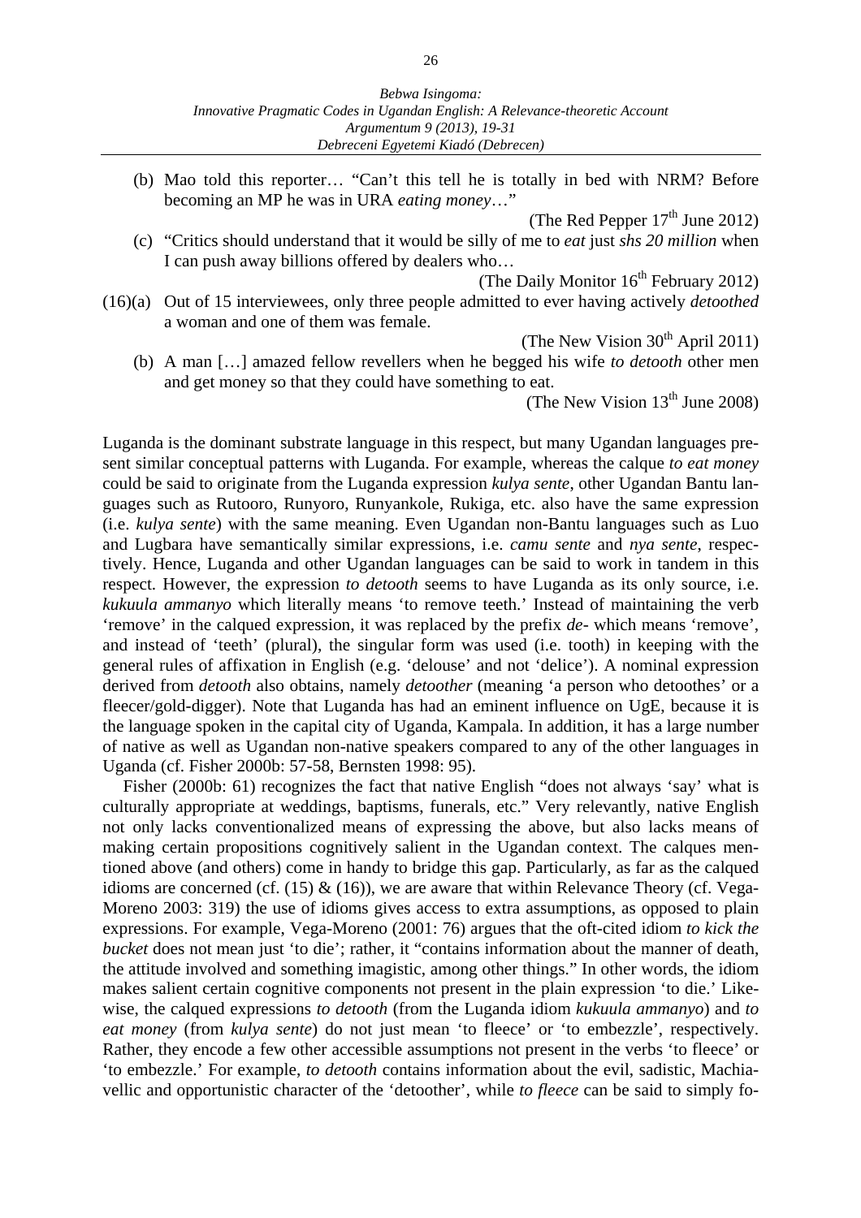(b) Mao told this reporter… "Can't this tell he is totally in bed with NRM? Before becoming an MP he was in URA *eating money*…"

(The Red Pepper 17th June 2012)

(c) "Critics should understand that it would be silly of me to *eat* just *shs 20 million* when I can push away billions offered by dealers who…

(The Daily Monitor 16th February 2012)

(16)(a) Out of 15 interviewees, only three people admitted to ever having actively *detoothed* a woman and one of them was female.

(The New Vision 30th April 2011)

(b) A man […] amazed fellow revellers when he begged his wife *to detooth* other men and get money so that they could have something to eat.

(The New Vision 13th June 2008)

Luganda is the dominant substrate language in this respect, but many Ugandan languages present similar conceptual patterns with Luganda. For example, whereas the calque *to eat money* could be said to originate from the Luganda expression *kulya sente*, other Ugandan Bantu languages such as Rutooro, Runyoro, Runyankole, Rukiga, etc. also have the same expression (i.e. *kulya sente*) with the same meaning. Even Ugandan non-Bantu languages such as Luo and Lugbara have semantically similar expressions, i.e. *camu sente* and *nya sente*, respectively. Hence, Luganda and other Ugandan languages can be said to work in tandem in this respect. However, the expression *to detooth* seems to have Luganda as its only source, i.e. *kukuula ammanyo* which literally means 'to remove teeth.' Instead of maintaining the verb 'remove' in the calqued expression, it was replaced by the prefix *de-* which means 'remove', and instead of 'teeth' (plural), the singular form was used (i.e. tooth) in keeping with the general rules of affixation in English (e.g. 'delouse' and not 'delice'). A nominal expression derived from *detooth* also obtains, namely *detoother* (meaning 'a person who detoothes' or a fleecer/gold-digger). Note that Luganda has had an eminent influence on UgE, because it is the language spoken in the capital city of Uganda, Kampala. In addition, it has a large number of native as well as Ugandan non-native speakers compared to any of the other languages in Uganda (cf. Fisher 2000b: 57-58, Bernsten 1998: 95).

Fisher (2000b: 61) recognizes the fact that native English "does not always 'say' what is culturally appropriate at weddings, baptisms, funerals, etc." Very relevantly, native English not only lacks conventionalized means of expressing the above, but also lacks means of making certain propositions cognitively salient in the Ugandan context. The calques mentioned above (and others) come in handy to bridge this gap. Particularly, as far as the calqued idioms are concerned (cf. (15) & (16)), we are aware that within Relevance Theory (cf. Vega-Moreno 2003: 319) the use of idioms gives access to extra assumptions, as opposed to plain expressions. For example, Vega-Moreno (2001: 76) argues that the oft-cited idiom *to kick the bucket* does not mean just 'to die'; rather, it "contains information about the manner of death, the attitude involved and something imagistic, among other things." In other words, the idiom makes salient certain cognitive components not present in the plain expression 'to die.' Likewise, the calqued expressions *to detooth* (from the Luganda idiom *kukuula ammanyo*) and *to eat money* (from *kulya sente*) do not just mean 'to fleece' or 'to embezzle', respectively. Rather, they encode a few other accessible assumptions not present in the verbs 'to fleece' or 'to embezzle.' For example, *to detooth* contains information about the evil, sadistic, Machiavellic and opportunistic character of the 'detoother', while *to fleece* can be said to simply fo-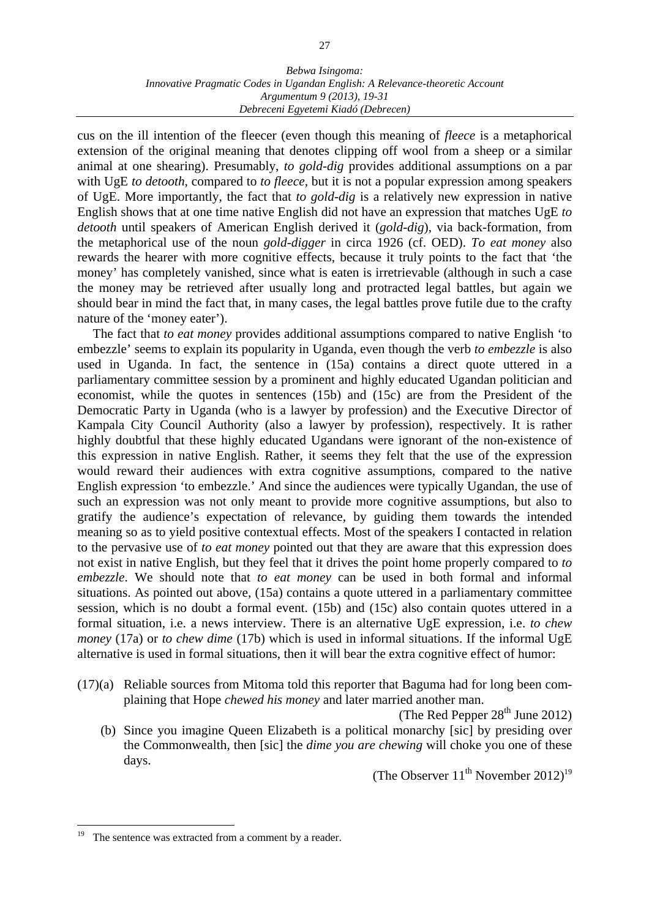cus on the ill intention of the fleecer (even though this meaning of *fleece* is a metaphorical extension of the original meaning that denotes clipping off wool from a sheep or a similar animal at one shearing). Presumably, *to gold-dig* provides additional assumptions on a par with UgE *to detooth*, compared to *to fleece*, but it is not a popular expression among speakers of UgE. More importantly, the fact that *to gold-dig* is a relatively new expression in native English shows that at one time native English did not have an expression that matches UgE *to detooth* until speakers of American English derived it (*gold-dig*), via back-formation, from the metaphorical use of the noun *gold-digger* in circa 1926 (cf. OED). *To eat money* also rewards the hearer with more cognitive effects, because it truly points to the fact that 'the money' has completely vanished, since what is eaten is irretrievable (although in such a case the money may be retrieved after usually long and protracted legal battles, but again we should bear in mind the fact that, in many cases, the legal battles prove futile due to the crafty nature of the 'money eater').

The fact that *to eat money* provides additional assumptions compared to native English 'to embezzle' seems to explain its popularity in Uganda, even though the verb *to embezzle* is also used in Uganda. In fact, the sentence in (15a) contains a direct quote uttered in a parliamentary committee session by a prominent and highly educated Ugandan politician and economist, while the quotes in sentences (15b) and (15c) are from the President of the Democratic Party in Uganda (who is a lawyer by profession) and the Executive Director of Kampala City Council Authority (also a lawyer by profession), respectively. It is rather highly doubtful that these highly educated Ugandans were ignorant of the non-existence of this expression in native English. Rather, it seems they felt that the use of the expression would reward their audiences with extra cognitive assumptions, compared to the native English expression 'to embezzle.' And since the audiences were typically Ugandan, the use of such an expression was not only meant to provide more cognitive assumptions, but also to gratify the audience's expectation of relevance, by guiding them towards the intended meaning so as to yield positive contextual effects. Most of the speakers I contacted in relation to the pervasive use of *to eat money* pointed out that they are aware that this expression does not exist in native English, but they feel that it drives the point home properly compared to *to embezzle*. We should note that *to eat money* can be used in both formal and informal situations. As pointed out above, (15a) contains a quote uttered in a parliamentary committee session, which is no doubt a formal event. (15b) and (15c) also contain quotes uttered in a formal situation, i.e. a news interview. There is an alternative UgE expression, i.e. *to chew money* (17a) or *to chew dime* (17b) which is used in informal situations. If the informal UgE alternative is used in formal situations, then it will bear the extra cognitive effect of humor:

(17)(a) Reliable sources from Mitoma told this reporter that Baguma had for long been complaining that Hope *chewed his money* and later married another man.

(The Red Pepper 28th June 2012)

(b) Since you imagine Queen Elizabeth is a political monarchy [sic] by presiding over the Commonwealth, then [sic] the *dime you are chewing* will choke you one of these days.

(The Observer 11th November 2012)[19]

---

[19] The sentence was extracted from a comment by a reader.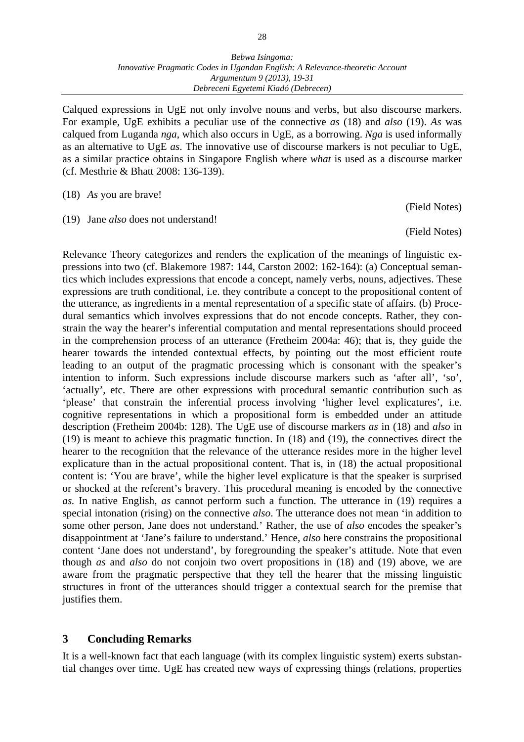Calqued expressions in UgE not only involve nouns and verbs, but also discourse markers. For example, UgE exhibits a peculiar use of the connective *as* (18) and *also* (19). *As* was calqued from Luganda *nga*, which also occurs in UgE, as a borrowing. *Nga* is used informally as an alternative to UgE *as*. The innovative use of discourse markers is not peculiar to UgE, as a similar practice obtains in Singapore English where *what* is used as a discourse marker (cf. Mesthrie & Bhatt 2008: 136-139).

(18) *As* you are brave!

(Field Notes)

(19) Jane *also* does not understand!

(Field Notes)

Relevance Theory categorizes and renders the explication of the meanings of linguistic expressions into two (cf. Blakemore 1987: 144, Carston 2002: 162-164): (a) Conceptual semantics which includes expressions that encode a concept, namely verbs, nouns, adjectives. These expressions are truth conditional, i.e. they contribute a concept to the propositional content of the utterance, as ingredients in a mental representation of a specific state of affairs. (b) Procedural semantics which involves expressions that do not encode concepts. Rather, they constrain the way the hearer's inferential computation and mental representations should proceed in the comprehension process of an utterance (Fretheim 2004a: 46); that is, they guide the hearer towards the intended contextual effects, by pointing out the most efficient route leading to an output of the pragmatic processing which is consonant with the speaker's intention to inform. Such expressions include discourse markers such as 'after all', 'so', 'actually', etc. There are other expressions with procedural semantic contribution such as 'please' that constrain the inferential process involving 'higher level explicatures', i.e. cognitive representations in which a propositional form is embedded under an attitude description (Fretheim 2004b: 128). The UgE use of discourse markers *as* in (18) and *also* in (19) is meant to achieve this pragmatic function. In (18) and (19), the connectives direct the hearer to the recognition that the relevance of the utterance resides more in the higher level explicature than in the actual propositional content. That is, in (18) the actual propositional content is: 'You are brave', while the higher level explicature is that the speaker is surprised or shocked at the referent's bravery. This procedural meaning is encoded by the connective *as.* In native English, *as* cannot perform such a function. The utterance in (19) requires a special intonation (rising) on the connective *also*. The utterance does not mean 'in addition to some other person, Jane does not understand.' Rather, the use of *also* encodes the speaker's disappointment at 'Jane's failure to understand.' Hence, *also* here constrains the propositional content 'Jane does not understand', by foregrounding the speaker's attitude. Note that even though *as* and *also* do not conjoin two overt propositions in (18) and (19) above, we are aware from the pragmatic perspective that they tell the hearer that the missing linguistic structures in front of the utterances should trigger a contextual search for the premise that justifies them.

## 3 Concluding Remarks

It is a well-known fact that each language (with its complex linguistic system) exerts substantial changes over time. UgE has created new ways of expressing things (relations, properties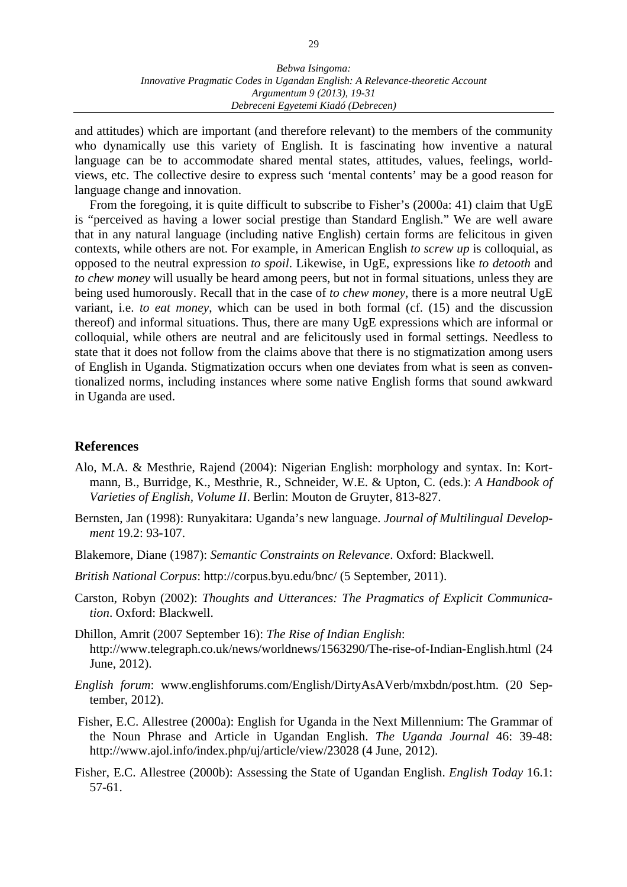and attitudes) which are important (and therefore relevant) to the members of the community who dynamically use this variety of English. It is fascinating how inventive a natural language can be to accommodate shared mental states, attitudes, values, feelings, world-views, etc. The collective desire to express such 'mental contents' may be a good reason for language change and innovation.

From the foregoing, it is quite difficult to subscribe to Fisher's (2000a: 41) claim that UgE is "perceived as having a lower social prestige than Standard English." We are well aware that in any natural language (including native English) certain forms are felicitous in given contexts, while others are not. For example, in American English *to screw up* is colloquial, as opposed to the neutral expression *to spoil*. Likewise, in UgE, expressions like *to detooth* and *to chew money* will usually be heard among peers, but not in formal situations, unless they are being used humorously. Recall that in the case of *to chew money*, there is a more neutral UgE variant, i.e. *to eat money*, which can be used in both formal (cf. (15) and the discussion thereof) and informal situations. Thus, there are many UgE expressions which are informal or colloquial, while others are neutral and are felicitously used in formal settings. Needless to state that it does not follow from the claims above that there is no stigmatization among users of English in Uganda. Stigmatization occurs when one deviates from what is seen as conventionalized norms, including instances where some native English forms that sound awkward in Uganda are used.

## References

Alo, M.A. & Mesthrie, Rajend (2004): Nigerian English: morphology and syntax. In: Kortmann, B., Burridge, K., Mesthrie, R., Schneider, W.E. & Upton, C. (eds.): *A Handbook of Varieties of English, Volume II*. Berlin: Mouton de Gruyter, 813-827.

Bernsten, Jan (1998): Runyakitara: Uganda's new language. *Journal of Multilingual Development* 19.2: 93-107.

Blakemore, Diane (1987): *Semantic Constraints on Relevance*. Oxford: Blackwell.

*British National Corpus*: http://corpus.byu.edu/bnc/ (5 September, 2011).

Carston, Robyn (2002): *Thoughts and Utterances: The Pragmatics of Explicit Communication*. Oxford: Blackwell.

Dhillon, Amrit (2007 September 16): *The Rise of Indian English*: http://www.telegraph.co.uk/news/worldnews/1563290/The-rise-of-Indian-English.html (24 June, 2012).

*English forum*: www.englishforums.com/English/DirtyAsAVerb/mxbdn/post.htm. (20 September, 2012).

Fisher, E.C. Allestree (2000a): English for Uganda in the Next Millennium: The Grammar of the Noun Phrase and Article in Ugandan English. *The Uganda Journal* 46: 39-48: http://www.ajol.info/index.php/uj/article/view/23028 (4 June, 2012).

Fisher, E.C. Allestree (2000b): Assessing the State of Ugandan English. *English Today* 16.1: 57-61.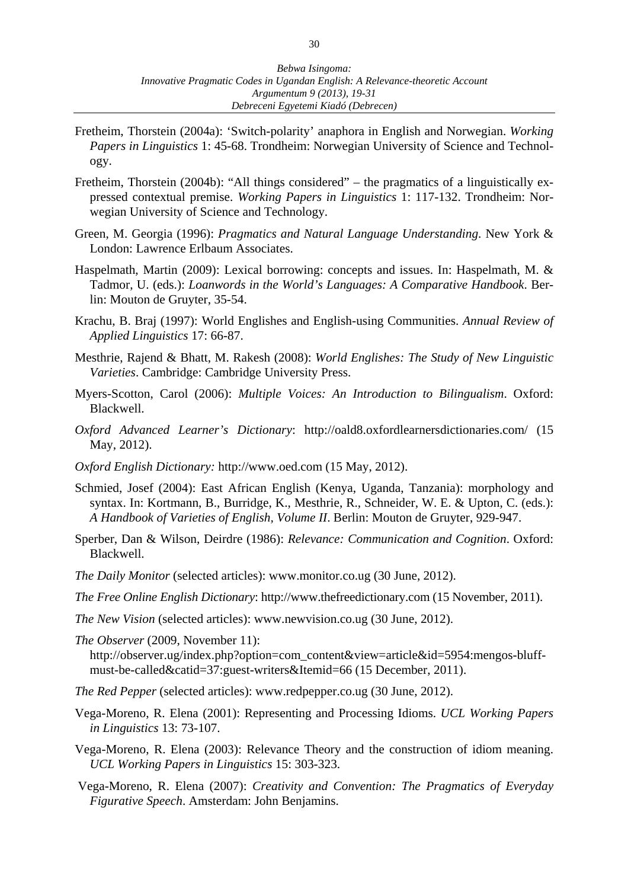Fretheim, Thorstein (2004a): 'Switch-polarity' anaphora in English and Norwegian. *Working Papers in Linguistics* 1: 45-68. Trondheim: Norwegian University of Science and Technology.

Fretheim, Thorstein (2004b): "All things considered" – the pragmatics of a linguistically expressed contextual premise. *Working Papers in Linguistics* 1: 117-132. Trondheim: Norwegian University of Science and Technology.

Green, M. Georgia (1996): *Pragmatics and Natural Language Understanding*. New York & London: Lawrence Erlbaum Associates.

Haspelmath, Martin (2009): Lexical borrowing: concepts and issues. In: Haspelmath, M. & Tadmor, U. (eds.): *Loanwords in the World's Languages: A Comparative Handbook*. Berlin: Mouton de Gruyter, 35-54.

Krachu, B. Braj (1997): World Englishes and English-using Communities. *Annual Review of Applied Linguistics* 17: 66-87.

Mesthrie, Rajend & Bhatt, M. Rakesh (2008): *World Englishes: The Study of New Linguistic Varieties*. Cambridge: Cambridge University Press.

Myers-Scotton, Carol (2006): *Multiple Voices: An Introduction to Bilingualism*. Oxford: Blackwell.

*Oxford Advanced Learner's Dictionary*: http://oald8.oxfordlearnersdictionaries.com/ (15 May, 2012).

*Oxford English Dictionary:* http://www.oed.com (15 May, 2012).

Schmied, Josef (2004): East African English (Kenya, Uganda, Tanzania): morphology and syntax. In: Kortmann, B., Burridge, K., Mesthrie, R., Schneider, W. E. & Upton, C. (eds.): *A Handbook of Varieties of English, Volume II*. Berlin: Mouton de Gruyter, 929-947.

Sperber, Dan & Wilson, Deirdre (1986): *Relevance: Communication and Cognition*. Oxford: Blackwell.

*The Daily Monitor* (selected articles): www.monitor.co.ug (30 June, 2012).

*The Free Online English Dictionary*: http://www.thefreedictionary.com (15 November, 2011).

*The New Vision* (selected articles): www.newvision.co.ug (30 June, 2012).

*The Observer* (2009, November 11): http://observer.ug/index.php?option=com_content&view=article&id=5954:mengos-bluff-must-be-called&catid=37:guest-writers&Itemid=66 (15 December, 2011).

*The Red Pepper* (selected articles): www.redpepper.co.ug (30 June, 2012).

Vega-Moreno, R. Elena (2001): Representing and Processing Idioms. *UCL Working Papers in Linguistics* 13: 73-107.

Vega-Moreno, R. Elena (2003): Relevance Theory and the construction of idiom meaning. *UCL Working Papers in Linguistics* 15: 303-323.

Vega-Moreno, R. Elena (2007): *Creativity and Convention: The Pragmatics of Everyday Figurative Speech*. Amsterdam: John Benjamins.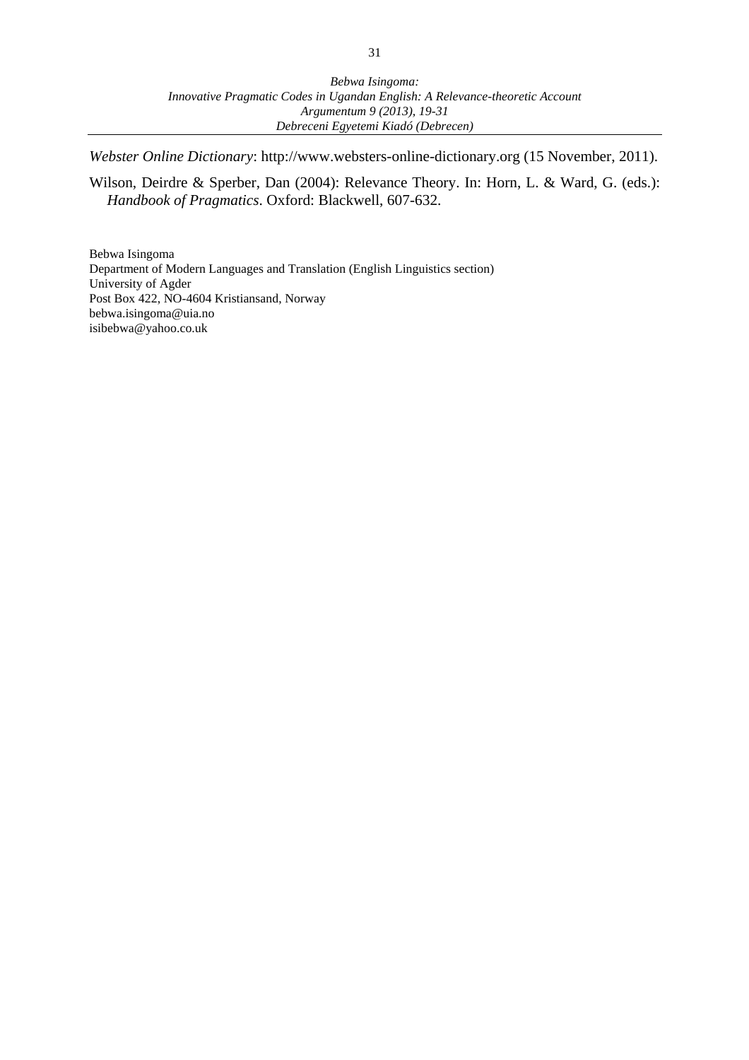*Webster Online Dictionary*: http://www.websters-online-dictionary.org (15 November, 2011).

Wilson, Deirdre & Sperber, Dan (2004): Relevance Theory. In: Horn, L. & Ward, G. (eds.): *Handbook of Pragmatics*. Oxford: Blackwell, 607-632.

Bebwa Isingoma  
Department of Modern Languages and Translation (English Linguistics section)  
University of Agder  
Post Box 422, NO-4604 Kristiansand, Norway  
bebwa.isingoma@uia.no  
isibebwa@yahoo.co.uk